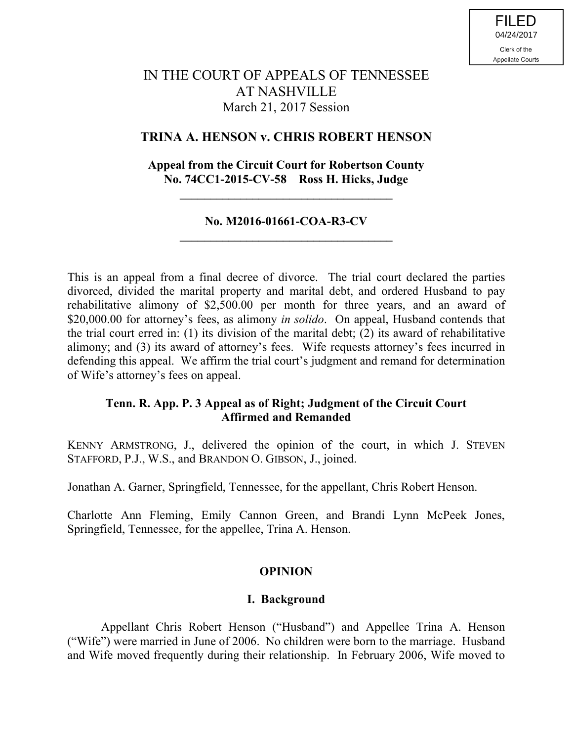FILED
04/24/2017
Clerk of the Appellate Courts

# IN THE COURT OF APPEALS OF TENNESSEE AT NASHVILLE

March 21, 2017 Session

## TRINA A. HENSON v. CHRIS ROBERT HENSON

**Appeal from the Circuit Court for Robertson County**
**No. 74CC1-2015-CV-58 Ross H. Hicks, Judge**

---

**No. M2016-01661-COA-R3-CV**

---

This is an appeal from a final decree of divorce. The trial court declared the parties divorced, divided the marital property and marital debt, and ordered Husband to pay rehabilitative alimony of $2,500.00 per month for three years, and an award of $20,000.00 for attorney's fees, as alimony *in solido*. On appeal, Husband contends that the trial court erred in: (1) its division of the marital debt; (2) its award of rehabilitative alimony; and (3) its award of attorney's fees. Wife requests attorney's fees incurred in defending this appeal. We affirm the trial court's judgment and remand for determination of Wife's attorney's fees on appeal.

**Tenn. R. App. P. 3 Appeal as of Right; Judgment of the Circuit Court Affirmed and Remanded**

KENNY ARMSTRONG, J., delivered the opinion of the court, in which J. STEVEN STAFFORD, P.J., W.S., and BRANDON O. GIBSON, J., joined.

Jonathan A. Garner, Springfield, Tennessee, for the appellant, Chris Robert Henson.

Charlotte Ann Fleming, Emily Cannon Green, and Brandi Lynn McPeek Jones, Springfield, Tennessee, for the appellee, Trina A. Henson.

## OPINION

### I. Background

Appellant Chris Robert Henson ("Husband") and Appellee Trina A. Henson ("Wife") were married in June of 2006. No children were born to the marriage. Husband and Wife moved frequently during their relationship. In February 2006, Wife moved to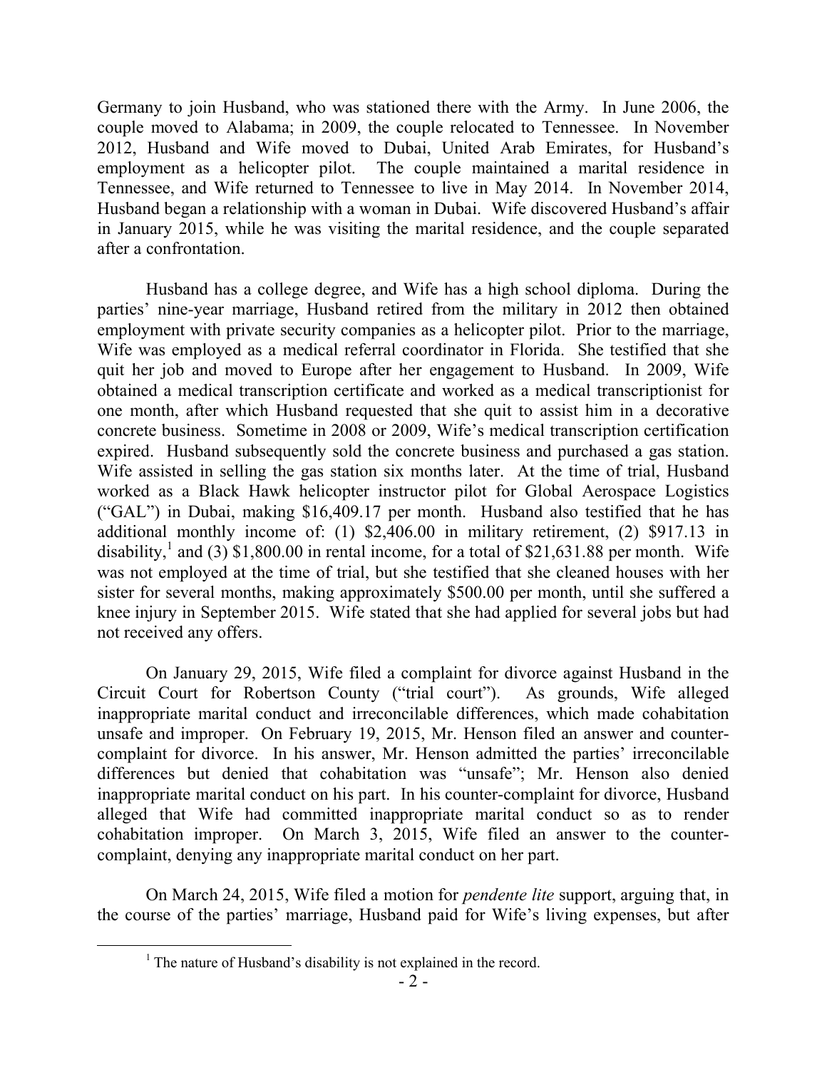Germany to join Husband, who was stationed there with the Army. In June 2006, the couple moved to Alabama; in 2009, the couple relocated to Tennessee. In November 2012, Husband and Wife moved to Dubai, United Arab Emirates, for Husband's employment as a helicopter pilot. The couple maintained a marital residence in Tennessee, and Wife returned to Tennessee to live in May 2014. In November 2014, Husband began a relationship with a woman in Dubai. Wife discovered Husband's affair in January 2015, while he was visiting the marital residence, and the couple separated after a confrontation.

Husband has a college degree, and Wife has a high school diploma. During the parties' nine-year marriage, Husband retired from the military in 2012 then obtained employment with private security companies as a helicopter pilot. Prior to the marriage, Wife was employed as a medical referral coordinator in Florida. She testified that she quit her job and moved to Europe after her engagement to Husband. In 2009, Wife obtained a medical transcription certificate and worked as a medical transcriptionist for one month, after which Husband requested that she quit to assist him in a decorative concrete business. Sometime in 2008 or 2009, Wife's medical transcription certification expired. Husband subsequently sold the concrete business and purchased a gas station. Wife assisted in selling the gas station six months later. At the time of trial, Husband worked as a Black Hawk helicopter instructor pilot for Global Aerospace Logistics ("GAL") in Dubai, making $16,409.17 per month. Husband also testified that he has additional monthly income of: (1) $2,406.00 in military retirement, (2) $917.13 in disability,[1] and (3) $1,800.00 in rental income, for a total of $21,631.88 per month. Wife was not employed at the time of trial, but she testified that she cleaned houses with her sister for several months, making approximately $500.00 per month, until she suffered a knee injury in September 2015. Wife stated that she had applied for several jobs but had not received any offers.

On January 29, 2015, Wife filed a complaint for divorce against Husband in the Circuit Court for Robertson County ("trial court"). As grounds, Wife alleged inappropriate marital conduct and irreconcilable differences, which made cohabitation unsafe and improper. On February 19, 2015, Mr. Henson filed an answer and counter-complaint for divorce. In his answer, Mr. Henson admitted the parties' irreconcilable differences but denied that cohabitation was "unsafe"; Mr. Henson also denied inappropriate marital conduct on his part. In his counter-complaint for divorce, Husband alleged that Wife had committed inappropriate marital conduct so as to render cohabitation improper. On March 3, 2015, Wife filed an answer to the counter-complaint, denying any inappropriate marital conduct on her part.

On March 24, 2015, Wife filed a motion for *pendente lite* support, arguing that, in the course of the parties' marriage, Husband paid for Wife's living expenses, but after

---

[1] The nature of Husband's disability is not explained in the record.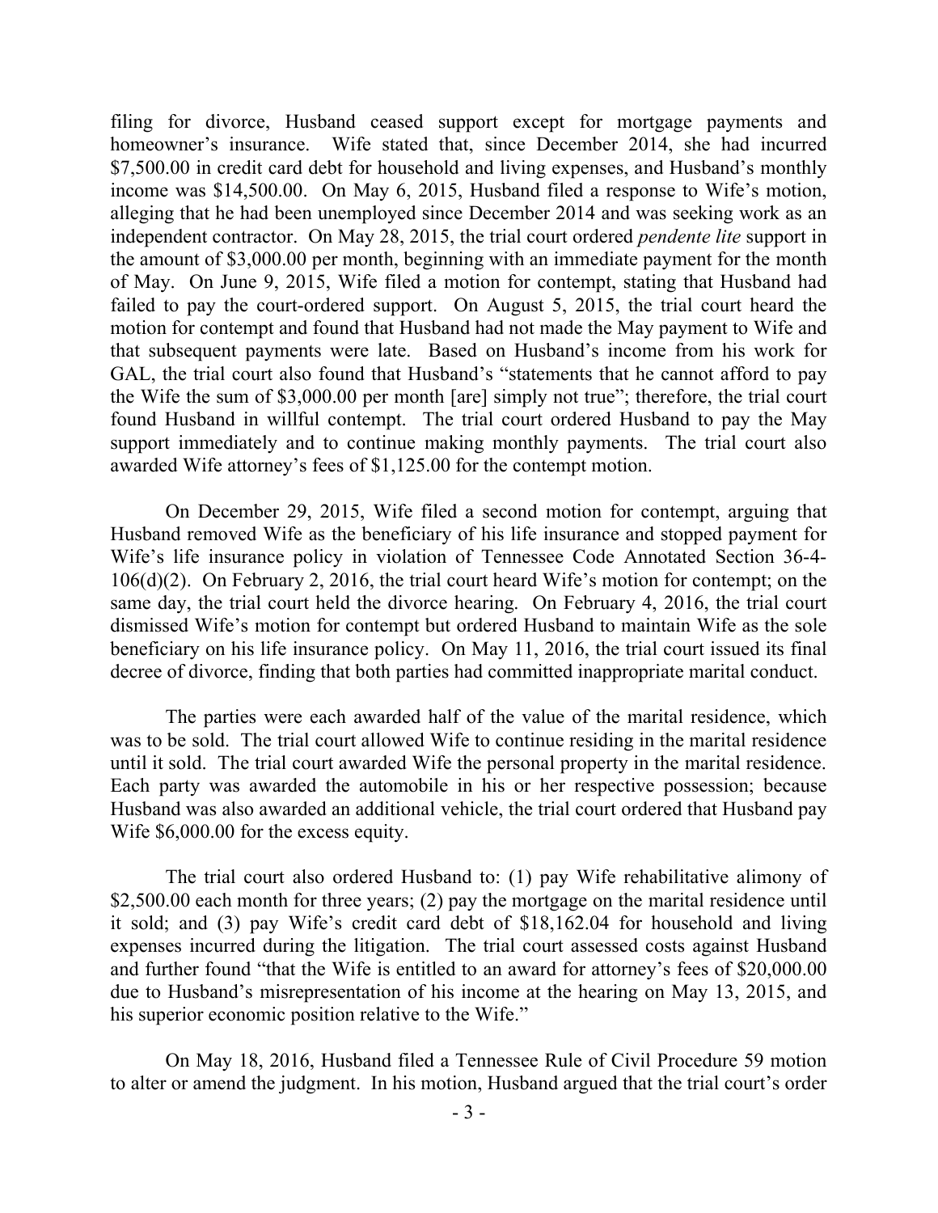filing for divorce, Husband ceased support except for mortgage payments and homeowner's insurance. Wife stated that, since December 2014, she had incurred $7,500.00 in credit card debt for household and living expenses, and Husband's monthly income was $14,500.00. On May 6, 2015, Husband filed a response to Wife's motion, alleging that he had been unemployed since December 2014 and was seeking work as an independent contractor. On May 28, 2015, the trial court ordered *pendente lite* support in the amount of $3,000.00 per month, beginning with an immediate payment for the month of May. On June 9, 2015, Wife filed a motion for contempt, stating that Husband had failed to pay the court-ordered support. On August 5, 2015, the trial court heard the motion for contempt and found that Husband had not made the May payment to Wife and that subsequent payments were late. Based on Husband's income from his work for GAL, the trial court also found that Husband's "statements that he cannot afford to pay the Wife the sum of $3,000.00 per month [are] simply not true"; therefore, the trial court found Husband in willful contempt. The trial court ordered Husband to pay the May support immediately and to continue making monthly payments. The trial court also awarded Wife attorney's fees of $1,125.00 for the contempt motion.

On December 29, 2015, Wife filed a second motion for contempt, arguing that Husband removed Wife as the beneficiary of his life insurance and stopped payment for Wife's life insurance policy in violation of Tennessee Code Annotated Section 36-4-106(d)(2). On February 2, 2016, the trial court heard Wife's motion for contempt; on the same day, the trial court held the divorce hearing. On February 4, 2016, the trial court dismissed Wife's motion for contempt but ordered Husband to maintain Wife as the sole beneficiary on his life insurance policy. On May 11, 2016, the trial court issued its final decree of divorce, finding that both parties had committed inappropriate marital conduct.

The parties were each awarded half of the value of the marital residence, which was to be sold. The trial court allowed Wife to continue residing in the marital residence until it sold. The trial court awarded Wife the personal property in the marital residence. Each party was awarded the automobile in his or her respective possession; because Husband was also awarded an additional vehicle, the trial court ordered that Husband pay Wife $6,000.00 for the excess equity.

The trial court also ordered Husband to: (1) pay Wife rehabilitative alimony of $2,500.00 each month for three years; (2) pay the mortgage on the marital residence until it sold; and (3) pay Wife's credit card debt of $18,162.04 for household and living expenses incurred during the litigation. The trial court assessed costs against Husband and further found "that the Wife is entitled to an award for attorney's fees of $20,000.00 due to Husband's misrepresentation of his income at the hearing on May 13, 2015, and his superior economic position relative to the Wife."

On May 18, 2016, Husband filed a Tennessee Rule of Civil Procedure 59 motion to alter or amend the judgment. In his motion, Husband argued that the trial court's order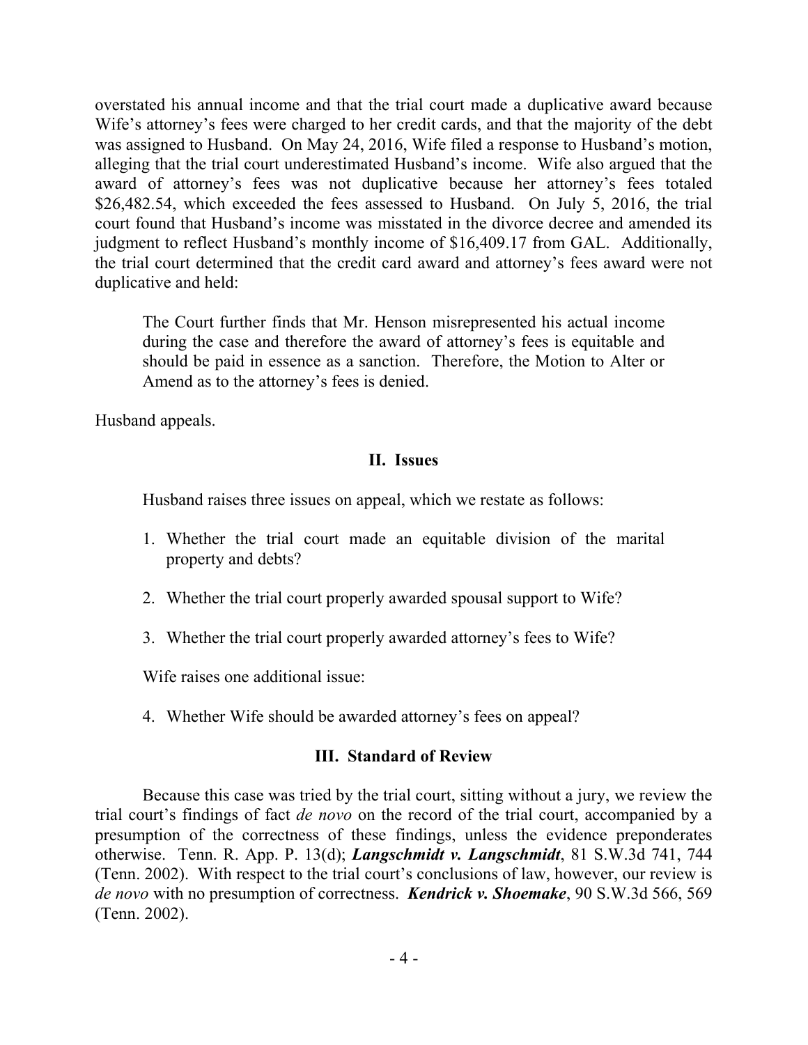overstated his annual income and that the trial court made a duplicative award because Wife's attorney's fees were charged to her credit cards, and that the majority of the debt was assigned to Husband. On May 24, 2016, Wife filed a response to Husband's motion, alleging that the trial court underestimated Husband's income. Wife also argued that the award of attorney's fees was not duplicative because her attorney's fees totaled $26,482.54, which exceeded the fees assessed to Husband. On July 5, 2016, the trial court found that Husband's income was misstated in the divorce decree and amended its judgment to reflect Husband's monthly income of $16,409.17 from GAL. Additionally, the trial court determined that the credit card award and attorney's fees award were not duplicative and held:

> The Court further finds that Mr. Henson misrepresented his actual income during the case and therefore the award of attorney's fees is equitable and should be paid in essence as a sanction. Therefore, the Motion to Alter or Amend as to the attorney's fees is denied.

Husband appeals.

## II. Issues

Husband raises three issues on appeal, which we restate as follows:

1. Whether the trial court made an equitable division of the marital property and debts?
2. Whether the trial court properly awarded spousal support to Wife?
3. Whether the trial court properly awarded attorney's fees to Wife?

Wife raises one additional issue:

4. Whether Wife should be awarded attorney's fees on appeal?

## III. Standard of Review

Because this case was tried by the trial court, sitting without a jury, we review the trial court's findings of fact *de novo* on the record of the trial court, accompanied by a presumption of the correctness of these findings, unless the evidence preponderates otherwise. Tenn. R. App. P. 13(d); ***Langschmidt v. Langschmidt***, 81 S.W.3d 741, 744 (Tenn. 2002). With respect to the trial court's conclusions of law, however, our review is *de novo* with no presumption of correctness. ***Kendrick v. Shoemake***, 90 S.W.3d 566, 569 (Tenn. 2002).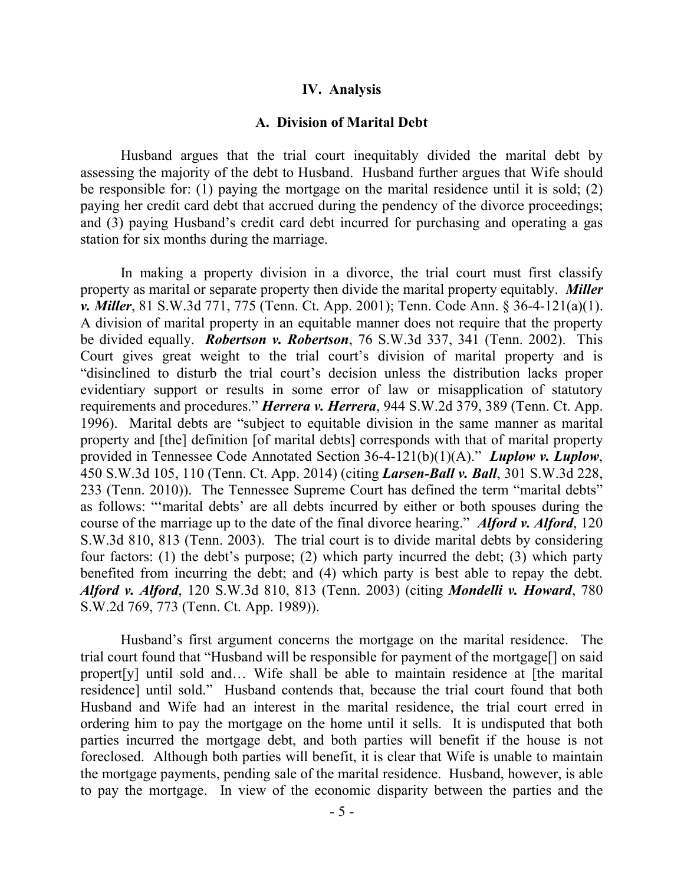## IV. Analysis

### A. Division of Marital Debt

Husband argues that the trial court inequitably divided the marital debt by assessing the majority of the debt to Husband. Husband further argues that Wife should be responsible for: (1) paying the mortgage on the marital residence until it is sold; (2) paying her credit card debt that accrued during the pendency of the divorce proceedings; and (3) paying Husband's credit card debt incurred for purchasing and operating a gas station for six months during the marriage.

In making a property division in a divorce, the trial court must first classify property as marital or separate property then divide the marital property equitably. ***Miller v. Miller***, 81 S.W.3d 771, 775 (Tenn. Ct. App. 2001); Tenn. Code Ann. § 36-4-121(a)(1). A division of marital property in an equitable manner does not require that the property be divided equally. ***Robertson v. Robertson***, 76 S.W.3d 337, 341 (Tenn. 2002). This Court gives great weight to the trial court's division of marital property and is "disinclined to disturb the trial court's decision unless the distribution lacks proper evidentiary support or results in some error of law or misapplication of statutory requirements and procedures." ***Herrera v. Herrera***, 944 S.W.2d 379, 389 (Tenn. Ct. App. 1996). Marital debts are "subject to equitable division in the same manner as marital property and [the] definition [of marital debts] corresponds with that of marital property provided in Tennessee Code Annotated Section 36-4-121(b)(1)(A)." ***Luplow v. Luplow***, 450 S.W.3d 105, 110 (Tenn. Ct. App. 2014) (citing ***Larsen-Ball v. Ball***, 301 S.W.3d 228, 233 (Tenn. 2010)). The Tennessee Supreme Court has defined the term "marital debts" as follows: "'marital debts' are all debts incurred by either or both spouses during the course of the marriage up to the date of the final divorce hearing." ***Alford v. Alford***, 120 S.W.3d 810, 813 (Tenn. 2003). The trial court is to divide marital debts by considering four factors: (1) the debt's purpose; (2) which party incurred the debt; (3) which party benefited from incurring the debt; and (4) which party is best able to repay the debt. ***Alford v. Alford***, 120 S.W.3d 810, 813 (Tenn. 2003) (citing ***Mondelli v. Howard***, 780 S.W.2d 769, 773 (Tenn. Ct. App. 1989)).

Husband's first argument concerns the mortgage on the marital residence. The trial court found that "Husband will be responsible for payment of the mortgage[] on said propert[y] until sold and… Wife shall be able to maintain residence at [the marital residence] until sold." Husband contends that, because the trial court found that both Husband and Wife had an interest in the marital residence, the trial court erred in ordering him to pay the mortgage on the home until it sells. It is undisputed that both parties incurred the mortgage debt, and both parties will benefit if the house is not foreclosed. Although both parties will benefit, it is clear that Wife is unable to maintain the mortgage payments, pending sale of the marital residence. Husband, however, is able to pay the mortgage. In view of the economic disparity between the parties and the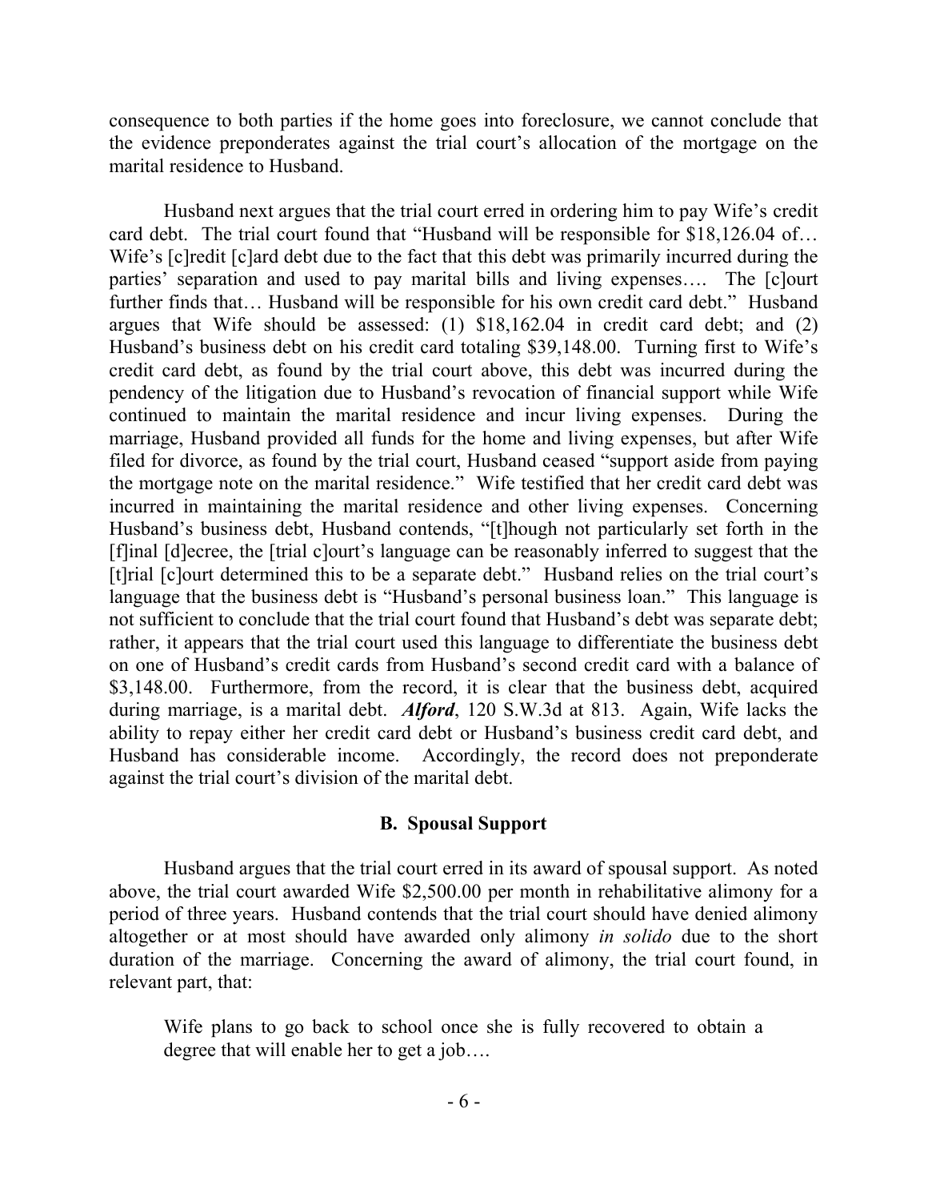consequence to both parties if the home goes into foreclosure, we cannot conclude that the evidence preponderates against the trial court's allocation of the mortgage on the marital residence to Husband.

Husband next argues that the trial court erred in ordering him to pay Wife's credit card debt. The trial court found that "Husband will be responsible for $18,126.04 of… Wife's [c]redit [c]ard debt due to the fact that this debt was primarily incurred during the parties' separation and used to pay marital bills and living expenses…. The [c]ourt further finds that… Husband will be responsible for his own credit card debt." Husband argues that Wife should be assessed: (1) $18,162.04 in credit card debt; and (2) Husband's business debt on his credit card totaling $39,148.00. Turning first to Wife's credit card debt, as found by the trial court above, this debt was incurred during the pendency of the litigation due to Husband's revocation of financial support while Wife continued to maintain the marital residence and incur living expenses. During the marriage, Husband provided all funds for the home and living expenses, but after Wife filed for divorce, as found by the trial court, Husband ceased "support aside from paying the mortgage note on the marital residence." Wife testified that her credit card debt was incurred in maintaining the marital residence and other living expenses. Concerning Husband's business debt, Husband contends, "[t]hough not particularly set forth in the [f]inal [d]ecree, the [trial c]ourt's language can be reasonably inferred to suggest that the [t]rial [c]ourt determined this to be a separate debt." Husband relies on the trial court's language that the business debt is "Husband's personal business loan." This language is not sufficient to conclude that the trial court found that Husband's debt was separate debt; rather, it appears that the trial court used this language to differentiate the business debt on one of Husband's credit cards from Husband's second credit card with a balance of $3,148.00. Furthermore, from the record, it is clear that the business debt, acquired during marriage, is a marital debt. ***Alford***, 120 S.W.3d at 813. Again, Wife lacks the ability to repay either her credit card debt or Husband's business credit card debt, and Husband has considerable income. Accordingly, the record does not preponderate against the trial court's division of the marital debt.

### B. Spousal Support

Husband argues that the trial court erred in its award of spousal support. As noted above, the trial court awarded Wife $2,500.00 per month in rehabilitative alimony for a period of three years. Husband contends that the trial court should have denied alimony altogether or at most should have awarded only alimony *in solido* due to the short duration of the marriage. Concerning the award of alimony, the trial court found, in relevant part, that:

> Wife plans to go back to school once she is fully recovered to obtain a degree that will enable her to get a job….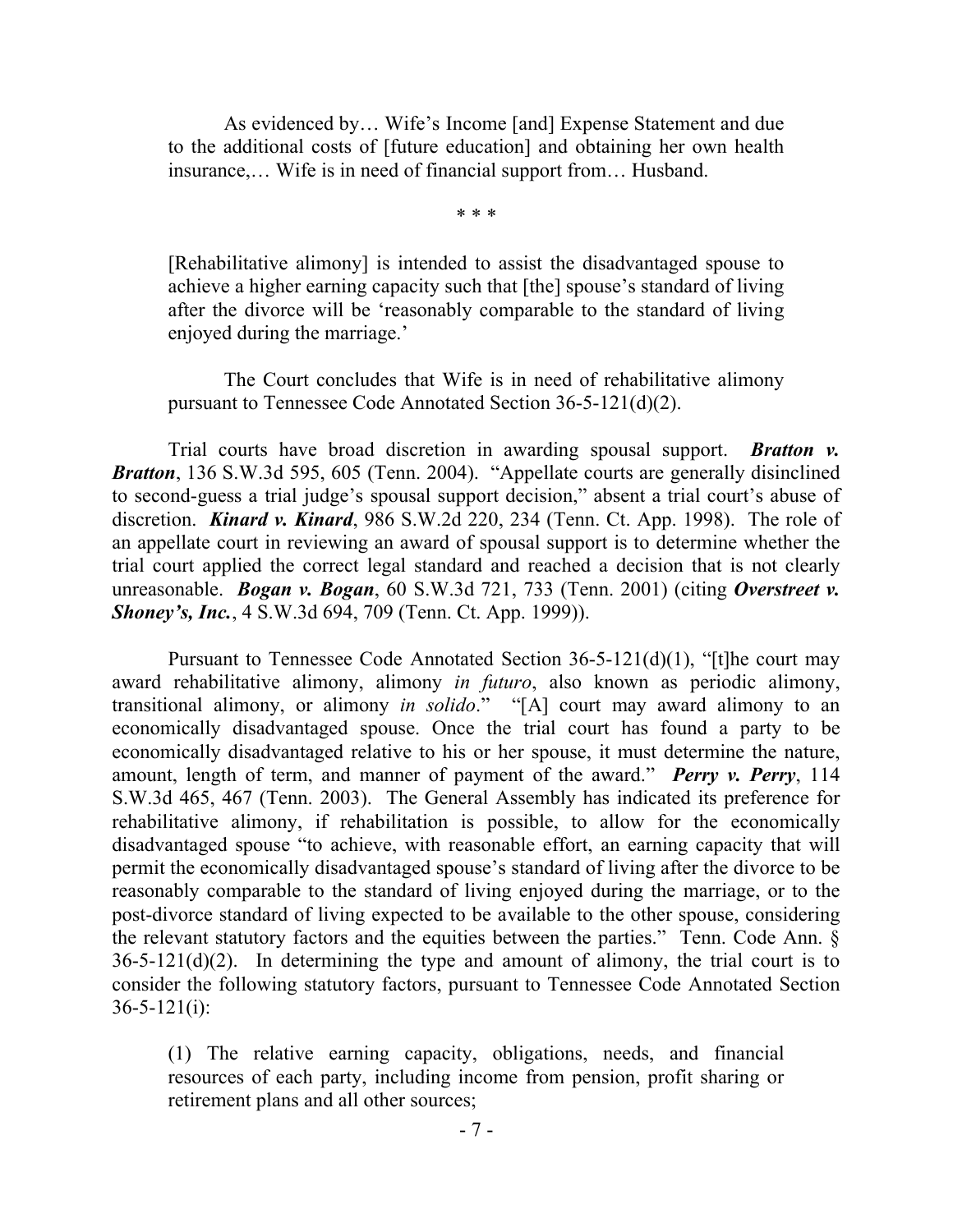> As evidenced by… Wife's Income [and] Expense Statement and due to the additional costs of [future education] and obtaining her own health insurance,… Wife is in need of financial support from… Husband.
>
> \* \* \*
>
> [Rehabilitative alimony] is intended to assist the disadvantaged spouse to achieve a higher earning capacity such that [the] spouse's standard of living after the divorce will be 'reasonably comparable to the standard of living enjoyed during the marriage.'
>
> The Court concludes that Wife is in need of rehabilitative alimony pursuant to Tennessee Code Annotated Section 36-5-121(d)(2).

Trial courts have broad discretion in awarding spousal support. ***Bratton v. Bratton***, 136 S.W.3d 595, 605 (Tenn. 2004). "Appellate courts are generally disinclined to second-guess a trial judge's spousal support decision," absent a trial court's abuse of discretion. ***Kinard v. Kinard***, 986 S.W.2d 220, 234 (Tenn. Ct. App. 1998). The role of an appellate court in reviewing an award of spousal support is to determine whether the trial court applied the correct legal standard and reached a decision that is not clearly unreasonable. ***Bogan v. Bogan***, 60 S.W.3d 721, 733 (Tenn. 2001) (citing ***Overstreet v. Shoney's, Inc.***, 4 S.W.3d 694, 709 (Tenn. Ct. App. 1999)).

Pursuant to Tennessee Code Annotated Section 36-5-121(d)(1), "[t]he court may award rehabilitative alimony, alimony *in futuro*, also known as periodic alimony, transitional alimony, or alimony *in solido*." "[A] court may award alimony to an economically disadvantaged spouse. Once the trial court has found a party to be economically disadvantaged relative to his or her spouse, it must determine the nature, amount, length of term, and manner of payment of the award." ***Perry v. Perry***, 114 S.W.3d 465, 467 (Tenn. 2003). The General Assembly has indicated its preference for rehabilitative alimony, if rehabilitation is possible, to allow for the economically disadvantaged spouse "to achieve, with reasonable effort, an earning capacity that will permit the economically disadvantaged spouse's standard of living after the divorce to be reasonably comparable to the standard of living enjoyed during the marriage, or to the post-divorce standard of living expected to be available to the other spouse, considering the relevant statutory factors and the equities between the parties." Tenn. Code Ann. § 36-5-121(d)(2). In determining the type and amount of alimony, the trial court is to consider the following statutory factors, pursuant to Tennessee Code Annotated Section 36-5-121(i):

> (1) The relative earning capacity, obligations, needs, and financial resources of each party, including income from pension, profit sharing or retirement plans and all other sources;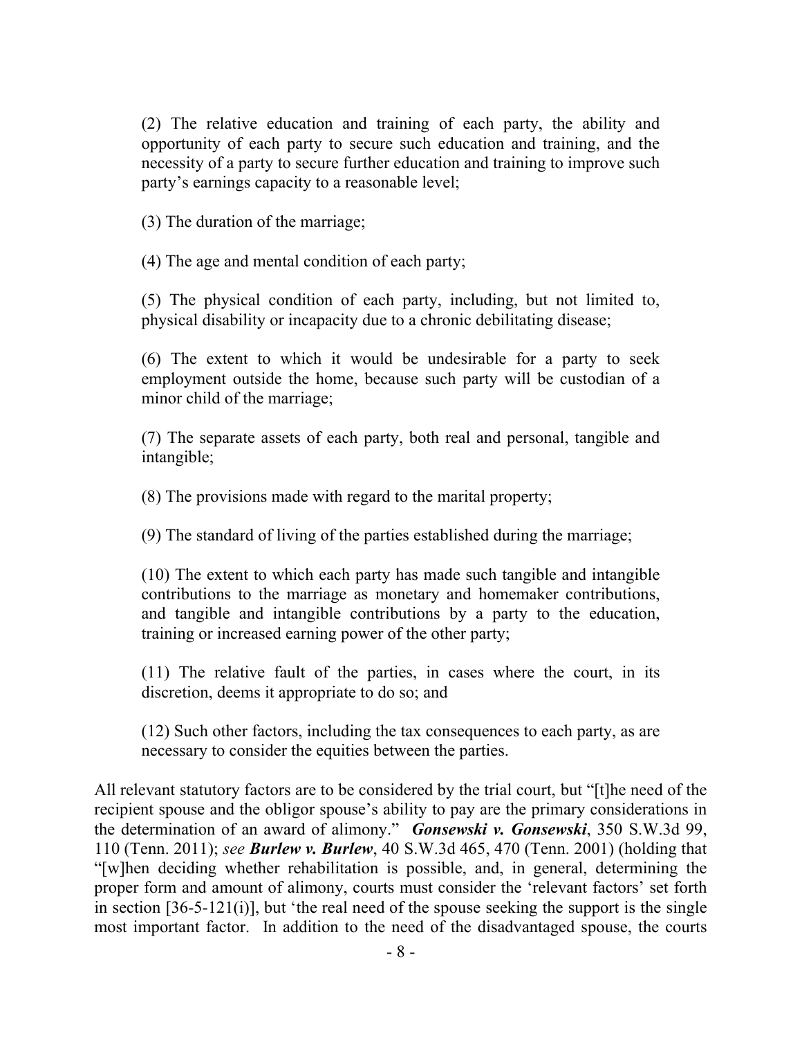(2) The relative education and training of each party, the ability and opportunity of each party to secure such education and training, and the necessity of a party to secure further education and training to improve such party's earnings capacity to a reasonable level;

(3) The duration of the marriage;

(4) The age and mental condition of each party;

(5) The physical condition of each party, including, but not limited to, physical disability or incapacity due to a chronic debilitating disease;

(6) The extent to which it would be undesirable for a party to seek employment outside the home, because such party will be custodian of a minor child of the marriage;

(7) The separate assets of each party, both real and personal, tangible and intangible;

(8) The provisions made with regard to the marital property;

(9) The standard of living of the parties established during the marriage;

(10) The extent to which each party has made such tangible and intangible contributions to the marriage as monetary and homemaker contributions, and tangible and intangible contributions by a party to the education, training or increased earning power of the other party;

(11) The relative fault of the parties, in cases where the court, in its discretion, deems it appropriate to do so; and

(12) Such other factors, including the tax consequences to each party, as are necessary to consider the equities between the parties.

All relevant statutory factors are to be considered by the trial court, but "[t]he need of the recipient spouse and the obligor spouse's ability to pay are the primary considerations in the determination of an award of alimony." ***Gonsewski v. Gonsewski***, 350 S.W.3d 99, 110 (Tenn. 2011); *see* ***Burlew v. Burlew***, 40 S.W.3d 465, 470 (Tenn. 2001) (holding that "[w]hen deciding whether rehabilitation is possible, and, in general, determining the proper form and amount of alimony, courts must consider the 'relevant factors' set forth in section [36-5-121(i)], but 'the real need of the spouse seeking the support is the single most important factor. In addition to the need of the disadvantaged spouse, the courts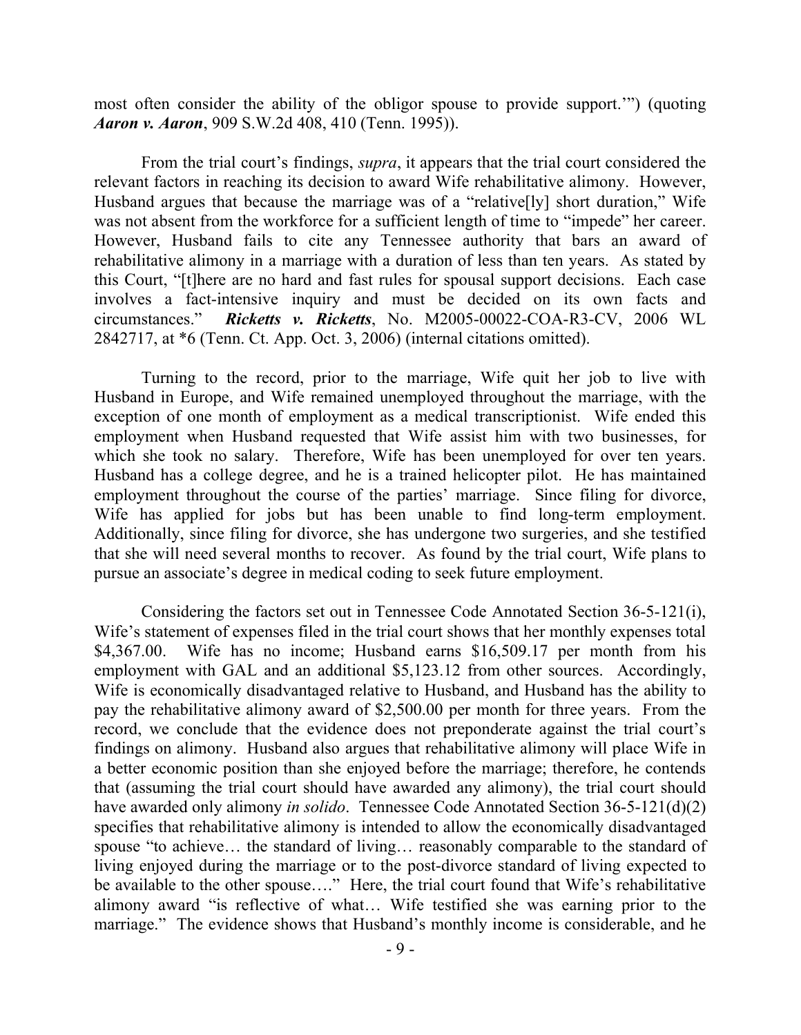most often consider the ability of the obligor spouse to provide support.'") (quoting ***Aaron v. Aaron***, 909 S.W.2d 408, 410 (Tenn. 1995)).

From the trial court's findings, *supra*, it appears that the trial court considered the relevant factors in reaching its decision to award Wife rehabilitative alimony. However, Husband argues that because the marriage was of a "relative[ly] short duration," Wife was not absent from the workforce for a sufficient length of time to "impede" her career. However, Husband fails to cite any Tennessee authority that bars an award of rehabilitative alimony in a marriage with a duration of less than ten years. As stated by this Court, "[t]here are no hard and fast rules for spousal support decisions. Each case involves a fact-intensive inquiry and must be decided on its own facts and circumstances." ***Ricketts v. Ricketts***, No. M2005-00022-COA-R3-CV, 2006 WL 2842717, at *6 (Tenn. Ct. App. Oct. 3, 2006) (internal citations omitted).

Turning to the record, prior to the marriage, Wife quit her job to live with Husband in Europe, and Wife remained unemployed throughout the marriage, with the exception of one month of employment as a medical transcriptionist. Wife ended this employment when Husband requested that Wife assist him with two businesses, for which she took no salary. Therefore, Wife has been unemployed for over ten years. Husband has a college degree, and he is a trained helicopter pilot. He has maintained employment throughout the course of the parties' marriage. Since filing for divorce, Wife has applied for jobs but has been unable to find long-term employment. Additionally, since filing for divorce, she has undergone two surgeries, and she testified that she will need several months to recover. As found by the trial court, Wife plans to pursue an associate's degree in medical coding to seek future employment.

Considering the factors set out in Tennessee Code Annotated Section 36-5-121(i), Wife's statement of expenses filed in the trial court shows that her monthly expenses total \$4,367.00. Wife has no income; Husband earns \$16,509.17 per month from his employment with GAL and an additional \$5,123.12 from other sources. Accordingly, Wife is economically disadvantaged relative to Husband, and Husband has the ability to pay the rehabilitative alimony award of \$2,500.00 per month for three years. From the record, we conclude that the evidence does not preponderate against the trial court's findings on alimony. Husband also argues that rehabilitative alimony will place Wife in a better economic position than she enjoyed before the marriage; therefore, he contends that (assuming the trial court should have awarded any alimony), the trial court should have awarded only alimony *in solido*. Tennessee Code Annotated Section 36-5-121(d)(2) specifies that rehabilitative alimony is intended to allow the economically disadvantaged spouse "to achieve… the standard of living… reasonably comparable to the standard of living enjoyed during the marriage or to the post-divorce standard of living expected to be available to the other spouse…." Here, the trial court found that Wife's rehabilitative alimony award "is reflective of what… Wife testified she was earning prior to the marriage." The evidence shows that Husband's monthly income is considerable, and he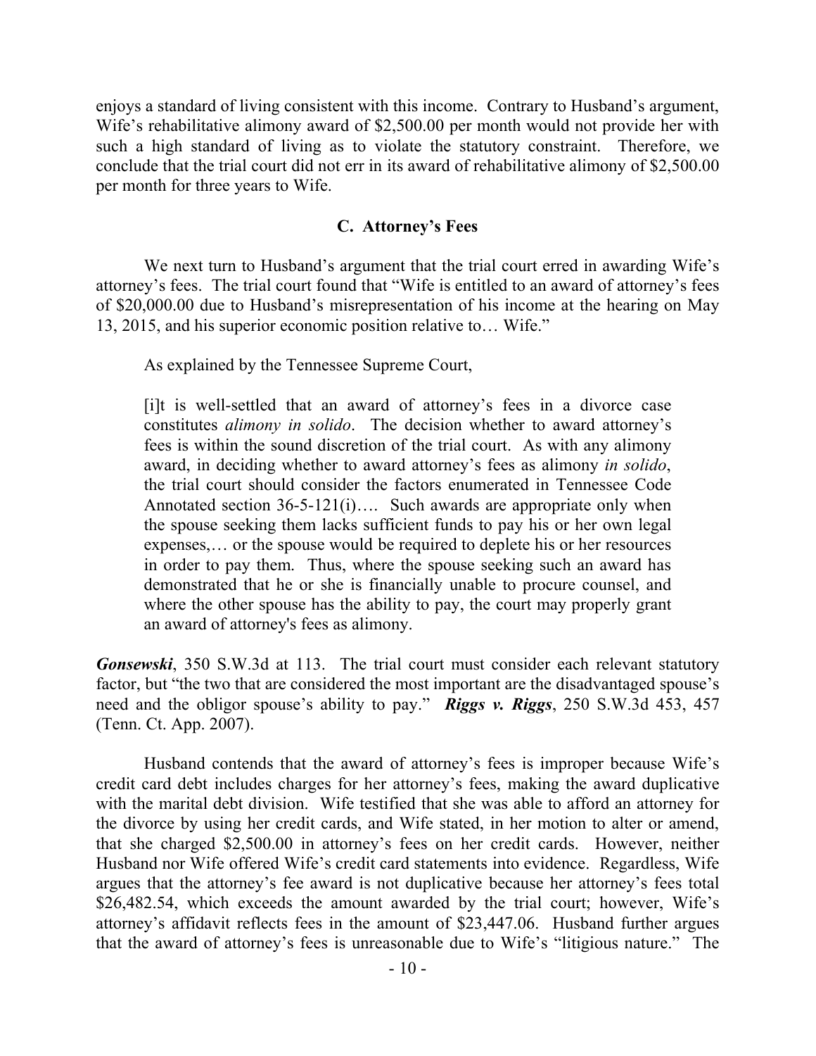enjoys a standard of living consistent with this income. Contrary to Husband's argument, Wife's rehabilitative alimony award of $2,500.00 per month would not provide her with such a high standard of living as to violate the statutory constraint. Therefore, we conclude that the trial court did not err in its award of rehabilitative alimony of $2,500.00 per month for three years to Wife.

### C. Attorney's Fees

We next turn to Husband's argument that the trial court erred in awarding Wife's attorney's fees. The trial court found that "Wife is entitled to an award of attorney's fees of $20,000.00 due to Husband's misrepresentation of his income at the hearing on May 13, 2015, and his superior economic position relative to… Wife."

As explained by the Tennessee Supreme Court,

> [i]t is well-settled that an award of attorney's fees in a divorce case constitutes *alimony in solido*. The decision whether to award attorney's fees is within the sound discretion of the trial court. As with any alimony award, in deciding whether to award attorney's fees as alimony *in solido*, the trial court should consider the factors enumerated in Tennessee Code Annotated section 36-5-121(i)…. Such awards are appropriate only when the spouse seeking them lacks sufficient funds to pay his or her own legal expenses,… or the spouse would be required to deplete his or her resources in order to pay them. Thus, where the spouse seeking such an award has demonstrated that he or she is financially unable to procure counsel, and where the other spouse has the ability to pay, the court may properly grant an award of attorney's fees as alimony.

***Gonsewski***, 350 S.W.3d at 113. The trial court must consider each relevant statutory factor, but "the two that are considered the most important are the disadvantaged spouse's need and the obligor spouse's ability to pay." ***Riggs v. Riggs***, 250 S.W.3d 453, 457 (Tenn. Ct. App. 2007).

Husband contends that the award of attorney's fees is improper because Wife's credit card debt includes charges for her attorney's fees, making the award duplicative with the marital debt division. Wife testified that she was able to afford an attorney for the divorce by using her credit cards, and Wife stated, in her motion to alter or amend, that she charged $2,500.00 in attorney's fees on her credit cards. However, neither Husband nor Wife offered Wife's credit card statements into evidence. Regardless, Wife argues that the attorney's fee award is not duplicative because her attorney's fees total $26,482.54, which exceeds the amount awarded by the trial court; however, Wife's attorney's affidavit reflects fees in the amount of $23,447.06. Husband further argues that the award of attorney's fees is unreasonable due to Wife's "litigious nature." The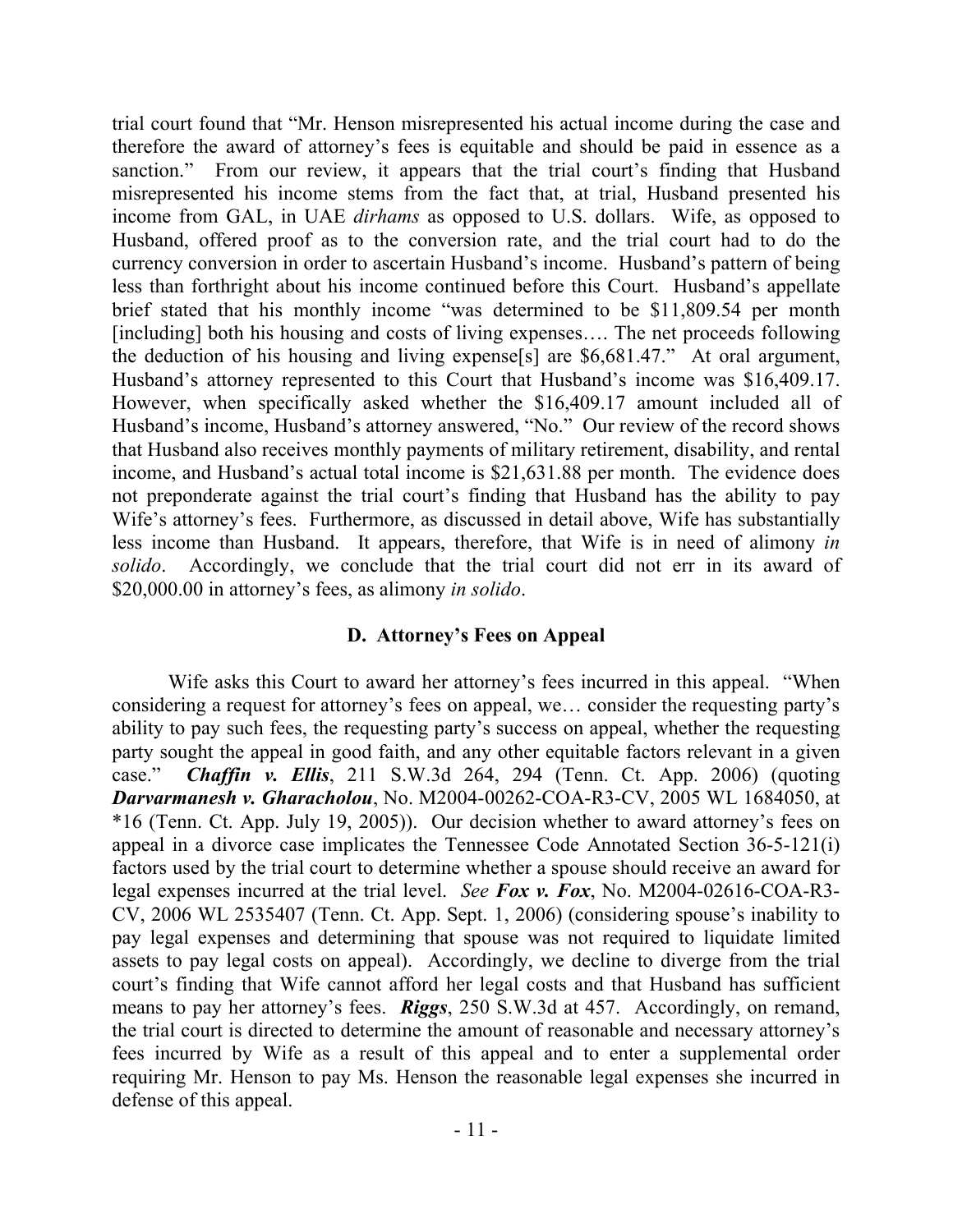trial court found that "Mr. Henson misrepresented his actual income during the case and therefore the award of attorney's fees is equitable and should be paid in essence as a sanction." From our review, it appears that the trial court's finding that Husband misrepresented his income stems from the fact that, at trial, Husband presented his income from GAL, in UAE *dirhams* as opposed to U.S. dollars. Wife, as opposed to Husband, offered proof as to the conversion rate, and the trial court had to do the currency conversion in order to ascertain Husband's income. Husband's pattern of being less than forthright about his income continued before this Court. Husband's appellate brief stated that his monthly income "was determined to be $11,809.54 per month [including] both his housing and costs of living expenses…. The net proceeds following the deduction of his housing and living expense[s] are $6,681.47." At oral argument, Husband's attorney represented to this Court that Husband's income was $16,409.17. However, when specifically asked whether the $16,409.17 amount included all of Husband's income, Husband's attorney answered, "No." Our review of the record shows that Husband also receives monthly payments of military retirement, disability, and rental income, and Husband's actual total income is $21,631.88 per month. The evidence does not preponderate against the trial court's finding that Husband has the ability to pay Wife's attorney's fees. Furthermore, as discussed in detail above, Wife has substantially less income than Husband. It appears, therefore, that Wife is in need of alimony *in solido*. Accordingly, we conclude that the trial court did not err in its award of $20,000.00 in attorney's fees, as alimony *in solido*.

### D. Attorney's Fees on Appeal

Wife asks this Court to award her attorney's fees incurred in this appeal. "When considering a request for attorney's fees on appeal, we… consider the requesting party's ability to pay such fees, the requesting party's success on appeal, whether the requesting party sought the appeal in good faith, and any other equitable factors relevant in a given case." ***Chaffin v. Ellis***, 211 S.W.3d 264, 294 (Tenn. Ct. App. 2006) (quoting ***Darvarmanesh v. Gharacholou***, No. M2004-00262-COA-R3-CV, 2005 WL 1684050, at *16 (Tenn. Ct. App. July 19, 2005)). Our decision whether to award attorney's fees on appeal in a divorce case implicates the Tennessee Code Annotated Section 36-5-121(i) factors used by the trial court to determine whether a spouse should receive an award for legal expenses incurred at the trial level. *See* ***Fox v. Fox***, No. M2004-02616-COA-R3-CV, 2006 WL 2535407 (Tenn. Ct. App. Sept. 1, 2006) (considering spouse's inability to pay legal expenses and determining that spouse was not required to liquidate limited assets to pay legal costs on appeal). Accordingly, we decline to diverge from the trial court's finding that Wife cannot afford her legal costs and that Husband has sufficient means to pay her attorney's fees. ***Riggs***, 250 S.W.3d at 457. Accordingly, on remand, the trial court is directed to determine the amount of reasonable and necessary attorney's fees incurred by Wife as a result of this appeal and to enter a supplemental order requiring Mr. Henson to pay Ms. Henson the reasonable legal expenses she incurred in defense of this appeal.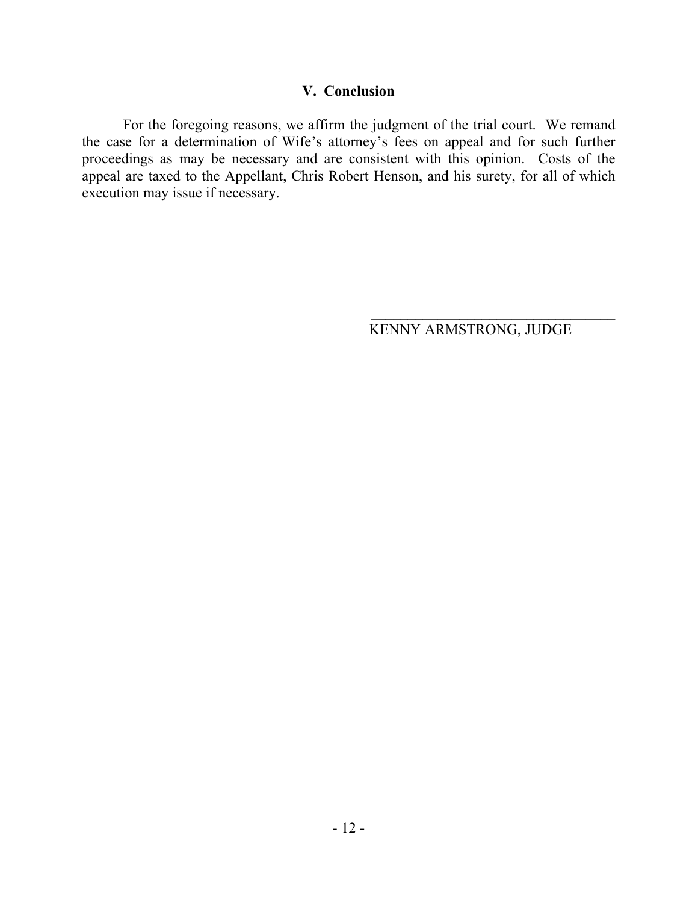## V. Conclusion

For the foregoing reasons, we affirm the judgment of the trial court. We remand the case for a determination of Wife's attorney's fees on appeal and for such further proceedings as may be necessary and are consistent with this opinion. Costs of the appeal are taxed to the Appellant, Chris Robert Henson, and his surety, for all of which execution may issue if necessary.

\_\_\_\_\_\_\_\_\_\_\_\_\_\_\_\_\_\_\_\_\_\_\_\_\_\_\_\_\_\_\_\_\_\_

KENNY ARMSTRONG, JUDGE